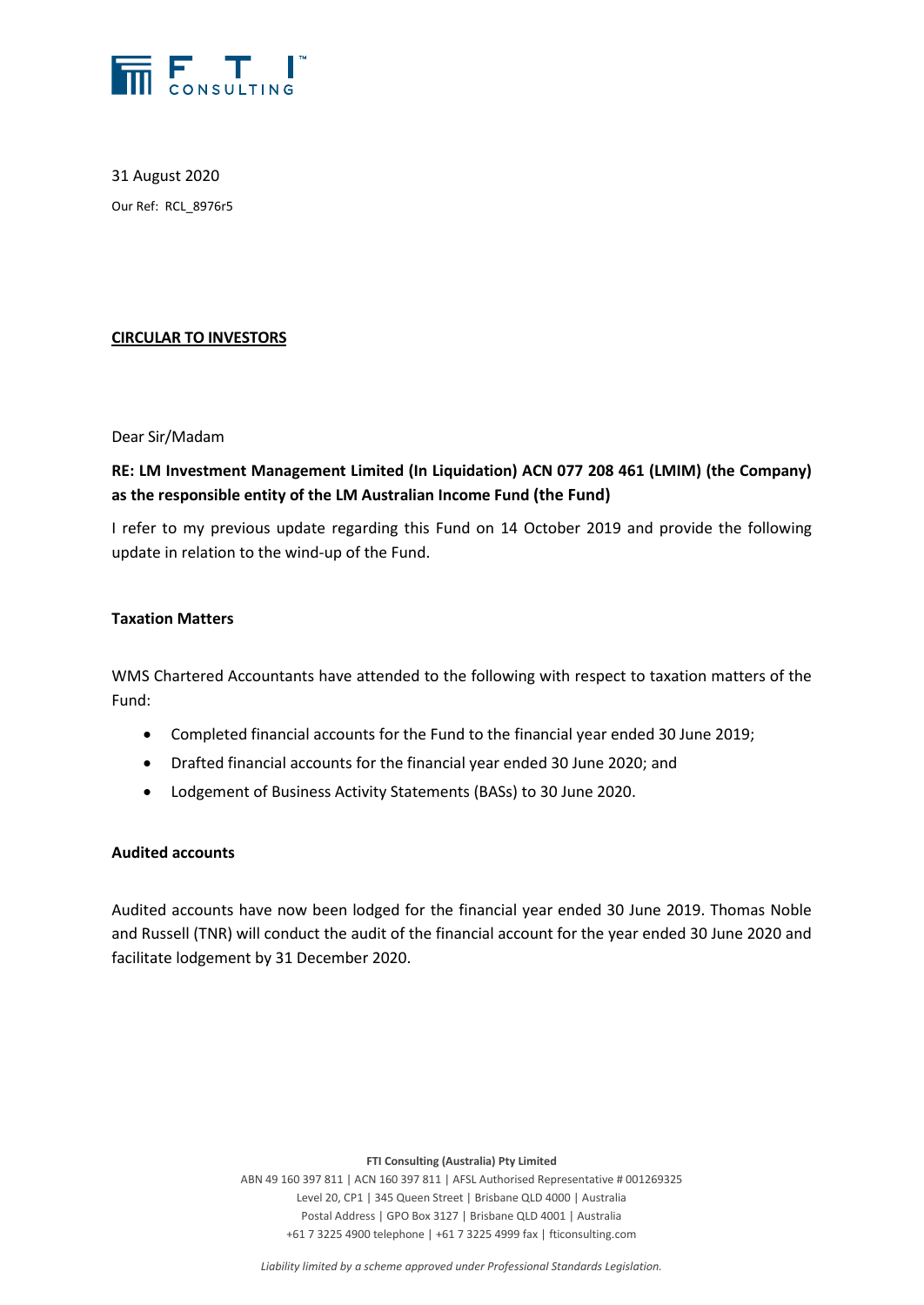31 August 2020

Our Ref: RCL_8976r5

**CIRCULAR TO INVESTORS**

Dear Sir/Madam

**RE: LM Investment Management Limited (In Liquidation) ACN 077 208 461 (LMIM) (the Company) as the responsible entity of the LM Australian Income Fund (the Fund)**

I refer to my previous update regarding this Fund on 14 October 2019 and provide the following update in relation to the wind-up of the Fund.

**Taxation Matters**

WMS Chartered Accountants have attended to the following with respect to taxation matters of the Fund:

- Completed financial accounts for the Fund to the financial year ended 30 June 2019;
- Drafted financial accounts for the financial year ended 30 June 2020; and
- Lodgement of Business Activity Statements (BASs) to 30 June 2020.

**Audited accounts**

Audited accounts have now been lodged for the financial year ended 30 June 2019. Thomas Noble and Russell (TNR) will conduct the audit of the financial account for the year ended 30 June 2020 and facilitate lodgement by 31 December 2020.

**FTI Consulting (Australia) Pty Limited**

ABN 49 160 397 811 | ACN 160 397 811 | AFSL Authorised Representative # 001269325
Level 20, CP1 | 345 Queen Street | Brisbane QLD 4000 | Australia
Postal Address | GPO Box 3127 | Brisbane QLD 4001 | Australia
+61 7 3225 4900 telephone | +61 7 3225 4999 fax | fticonsulting.com

*Liability limited by a scheme approved under Professional Standards Legislation.*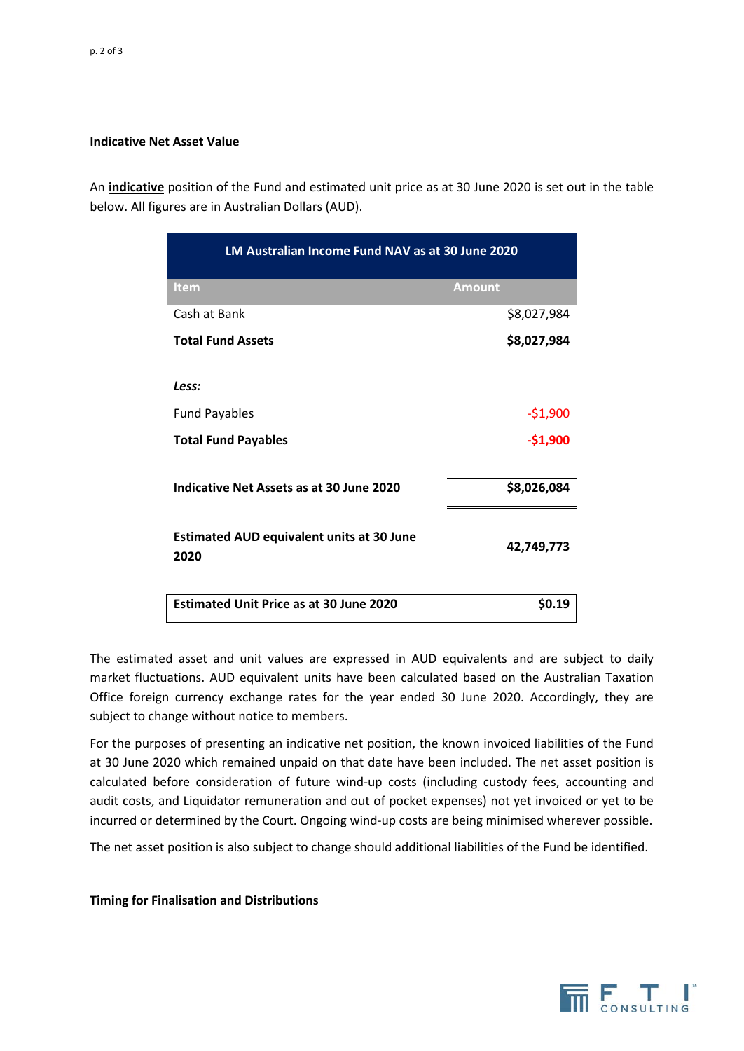## Indicative Net Asset Value

An **indicative** position of the Fund and estimated unit price as at 30 June 2020 is set out in the table below. All figures are in Australian Dollars (AUD).

| LM Australian Income Fund NAV as at 30 June 2020 | |
|---|---|
| **Item** | **Amount** |
| Cash at Bank | $8,027,984 |
| **Total Fund Assets** | **$8,027,984** |
| | |
| ***Less:*** | |
| Fund Payables | -$1,900 |
| **Total Fund Payables** | **-$1,900** |
| | |
| **Indicative Net Assets as at 30 June 2020** | **$8,026,084** |
| | |
| **Estimated AUD equivalent units at 30 June 2020** | **42,749,773** |
| | |
| **Estimated Unit Price as at 30 June 2020** | **$0.19** |

The estimated asset and unit values are expressed in AUD equivalents and are subject to daily market fluctuations. AUD equivalent units have been calculated based on the Australian Taxation Office foreign currency exchange rates for the year ended 30 June 2020. Accordingly, they are subject to change without notice to members.

For the purposes of presenting an indicative net position, the known invoiced liabilities of the Fund at 30 June 2020 which remained unpaid on that date have been included. The net asset position is calculated before consideration of future wind-up costs (including custody fees, accounting and audit costs, and Liquidator remuneration and out of pocket expenses) not yet invoiced or yet to be incurred or determined by the Court. Ongoing wind-up costs are being minimised wherever possible.

The net asset position is also subject to change should additional liabilities of the Fund be identified.

## Timing for Finalisation and Distributions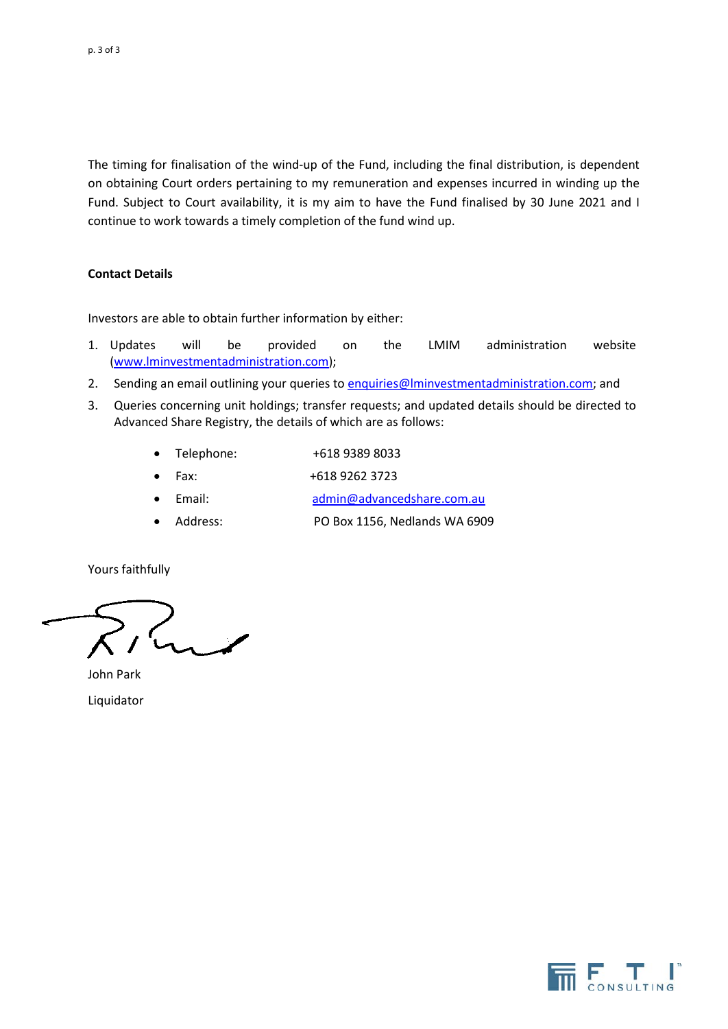The timing for finalisation of the wind-up of the Fund, including the final distribution, is dependent on obtaining Court orders pertaining to my remuneration and expenses incurred in winding up the Fund. Subject to Court availability, it is my aim to have the Fund finalised by 30 June 2021 and I continue to work towards a timely completion of the fund wind up.

**Contact Details**

Investors are able to obtain further information by either:

1. Updates will be provided on the LMIM administration website (www.lminvestmentadministration.com);
2. Sending an email outlining your queries to enquiries@lminvestmentadministration.com; and
3. Queries concerning unit holdings; transfer requests; and updated details should be directed to Advanced Share Registry, the details of which are as follows:

   - Telephone: +618 9389 8033
   - Fax: +618 9262 3723
   - Email: admin@advancedshare.com.au
   - Address: PO Box 1156, Nedlands WA 6909

Yours faithfully

John Park

Liquidator